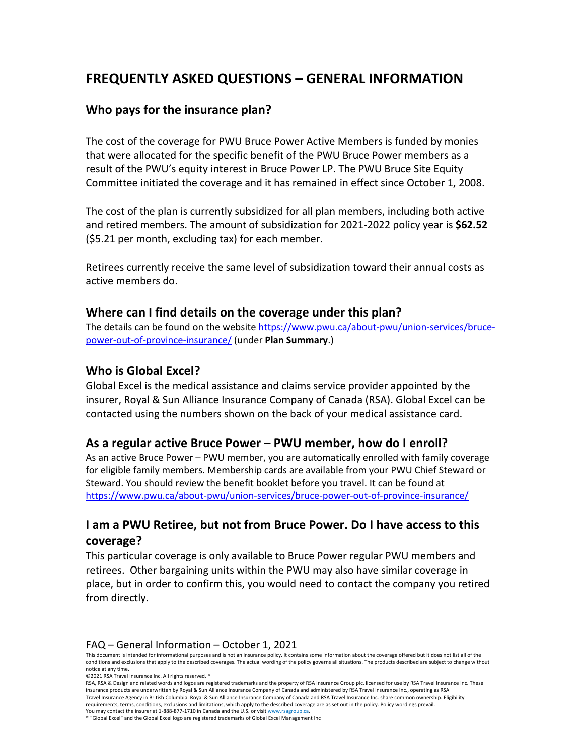# FREQUENTLY ASKED QUESTIONS – GENERAL INFORMATION

## Who pays for the insurance plan?

The cost of the coverage for PWU Bruce Power Active Members is funded by monies that were allocated for the specific benefit of the PWU Bruce Power members as a result of the PWU's equity interest in Bruce Power LP. The PWU Bruce Site Equity Committee initiated the coverage and it has remained in effect since October 1, 2008.

The cost of the plan is currently subsidized for all plan members, including both active and retired members. The amount of subsidization for 2021-2022 policy year is **$62.52** ($5.21 per month, excluding tax) for each member.

Retirees currently receive the same level of subsidization toward their annual costs as active members do.

## Where can I find details on the coverage under this plan?

The details can be found on the website https://www.pwu.ca/about-pwu/union-services/bruce-power-out-of-province-insurance/ (under **Plan Summary**.)

## Who is Global Excel?

Global Excel is the medical assistance and claims service provider appointed by the insurer, Royal & Sun Alliance Insurance Company of Canada (RSA). Global Excel can be contacted using the numbers shown on the back of your medical assistance card.

## As a regular active Bruce Power – PWU member, how do I enroll?

As an active Bruce Power – PWU member, you are automatically enrolled with family coverage for eligible family members. Membership cards are available from your PWU Chief Steward or Steward. You should review the benefit booklet before you travel. It can be found at https://www.pwu.ca/about-pwu/union-services/bruce-power-out-of-province-insurance/

## I am a PWU Retiree, but not from Bruce Power. Do I have access to this coverage?

This particular coverage is only available to Bruce Power regular PWU members and retirees. Other bargaining units within the PWU may also have similar coverage in place, but in order to confirm this, you would need to contact the company you retired from directly.

FAQ – General Information – October 1, 2021

This document is intended for informational purposes and is not an insurance policy. It contains some information about the coverage offered but it does not list all of the conditions and exclusions that apply to the described coverages. The actual wording of the policy governs all situations. The products described are subject to change without notice at any time.

©2021 RSA Travel Insurance Inc. All rights reserved. ®

RSA, RSA & Design and related words and logos are registered trademarks and the property of RSA Insurance Group plc, licensed for use by RSA Travel Insurance Inc. These insurance products are underwritten by Royal & Sun Alliance Insurance Company of Canada and administered by RSA Travel Insurance Inc., operating as RSA Travel Insurance Agency in British Columbia. Royal & Sun Alliance Insurance Company of Canada and RSA Travel Insurance Inc. share common ownership. Eligibility requirements, terms, conditions, exclusions and limitations, which apply to the described coverage are as set out in the policy. Policy wordings prevail. You may contact the insurer at 1-888-877-1710 in Canada and the U.S. or visit www.rsagroup.ca.

® "Global Excel" and the Global Excel logo are registered trademarks of Global Excel Management Inc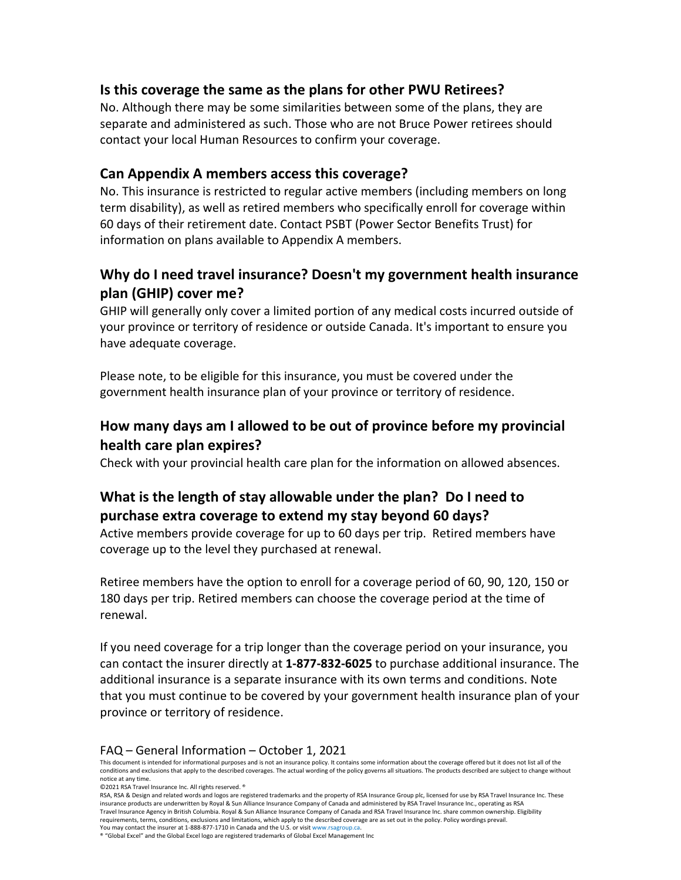## Is this coverage the same as the plans for other PWU Retirees?

No. Although there may be some similarities between some of the plans, they are separate and administered as such. Those who are not Bruce Power retirees should contact your local Human Resources to confirm your coverage.

## Can Appendix A members access this coverage?

No. This insurance is restricted to regular active members (including members on long term disability), as well as retired members who specifically enroll for coverage within 60 days of their retirement date. Contact PSBT (Power Sector Benefits Trust) for information on plans available to Appendix A members.

## Why do I need travel insurance? Doesn't my government health insurance plan (GHIP) cover me?

GHIP will generally only cover a limited portion of any medical costs incurred outside of your province or territory of residence or outside Canada. It's important to ensure you have adequate coverage.

Please note, to be eligible for this insurance, you must be covered under the government health insurance plan of your province or territory of residence.

## How many days am I allowed to be out of province before my provincial health care plan expires?

Check with your provincial health care plan for the information on allowed absences.

## What is the length of stay allowable under the plan? Do I need to purchase extra coverage to extend my stay beyond 60 days?

Active members provide coverage for up to 60 days per trip. Retired members have coverage up to the level they purchased at renewal.

Retiree members have the option to enroll for a coverage period of 60, 90, 120, 150 or 180 days per trip. Retired members can choose the coverage period at the time of renewal.

If you need coverage for a trip longer than the coverage period on your insurance, you can contact the insurer directly at **1-877-832-6025** to purchase additional insurance. The additional insurance is a separate insurance with its own terms and conditions. Note that you must continue to be covered by your government health insurance plan of your province or territory of residence.

FAQ – General Information – October 1, 2021

This document is intended for informational purposes and is not an insurance policy. It contains some information about the coverage offered but it does not list all of the conditions and exclusions that apply to the described coverages. The actual wording of the policy governs all situations. The products described are subject to change without notice at any time.

©2021 RSA Travel Insurance Inc. All rights reserved. ®

RSA, RSA & Design and related words and logos are registered trademarks and the property of RSA Insurance Group plc, licensed for use by RSA Travel Insurance Inc. These insurance products are underwritten by Royal & Sun Alliance Insurance Company of Canada and administered by RSA Travel Insurance Inc., operating as RSA Travel Insurance Agency in British Columbia. Royal & Sun Alliance Insurance Company of Canada and RSA Travel Insurance Inc. share common ownership. Eligibility requirements, terms, conditions, exclusions and limitations, which apply to the described coverage are as set out in the policy. Policy wordings prevail.

You may contact the insurer at 1-888-877-1710 in Canada and the U.S. or visit www.rsagroup.ca.

® "Global Excel" and the Global Excel logo are registered trademarks of Global Excel Management Inc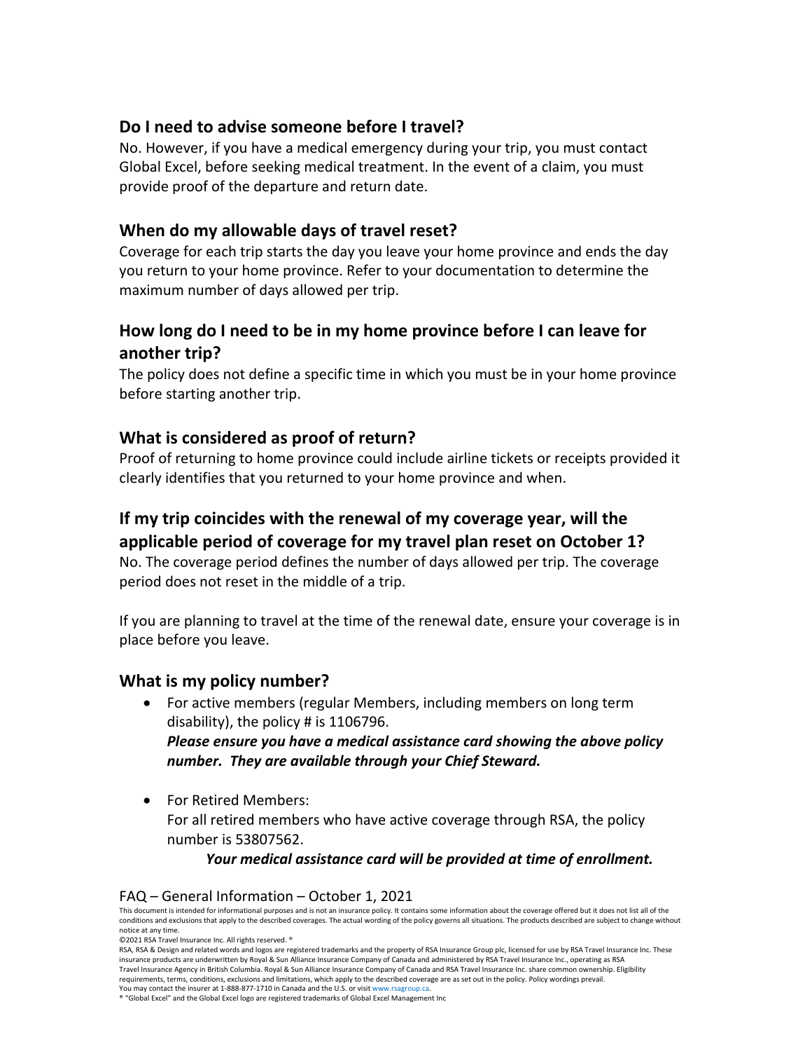## Do I need to advise someone before I travel?

No. However, if you have a medical emergency during your trip, you must contact Global Excel, before seeking medical treatment. In the event of a claim, you must provide proof of the departure and return date.

## When do my allowable days of travel reset?

Coverage for each trip starts the day you leave your home province and ends the day you return to your home province. Refer to your documentation to determine the maximum number of days allowed per trip.

## How long do I need to be in my home province before I can leave for another trip?

The policy does not define a specific time in which you must be in your home province before starting another trip.

## What is considered as proof of return?

Proof of returning to home province could include airline tickets or receipts provided it clearly identifies that you returned to your home province and when.

## If my trip coincides with the renewal of my coverage year, will the applicable period of coverage for my travel plan reset on October 1?

No. The coverage period defines the number of days allowed per trip. The coverage period does not reset in the middle of a trip.

If you are planning to travel at the time of the renewal date, ensure your coverage is in place before you leave.

## What is my policy number?

- For active members (regular Members, including members on long term disability), the policy # is 1106796.
  ***Please ensure you have a medical assistance card showing the above policy number. They are available through your Chief Steward.***

- For Retired Members:
  For all retired members who have active coverage through RSA, the policy number is 53807562.
  ***Your medical assistance card will be provided at time of enrollment.***

FAQ – General Information – October 1, 2021

This document is intended for informational purposes and is not an insurance policy. It contains some information about the coverage offered but it does not list all of the conditions and exclusions that apply to the described coverages. The actual wording of the policy governs all situations. The products described are subject to change without notice at any time.

©2021 RSA Travel Insurance Inc. All rights reserved. ®

RSA, RSA & Design and related words and logos are registered trademarks and the property of RSA Insurance Group plc, licensed for use by RSA Travel Insurance Inc. These insurance products are underwritten by Royal & Sun Alliance Insurance Company of Canada and administered by RSA Travel Insurance Inc., operating as RSA Travel Insurance Agency in British Columbia. Royal & Sun Alliance Insurance Company of Canada and RSA Travel Insurance Inc. share common ownership. Eligibility requirements, terms, conditions, exclusions and limitations, which apply to the described coverage are as set out in the policy. Policy wordings prevail. You may contact the insurer at 1-888-877-1710 in Canada and the U.S. or visit www.rsagroup.ca.

® "Global Excel" and the Global Excel logo are registered trademarks of Global Excel Management Inc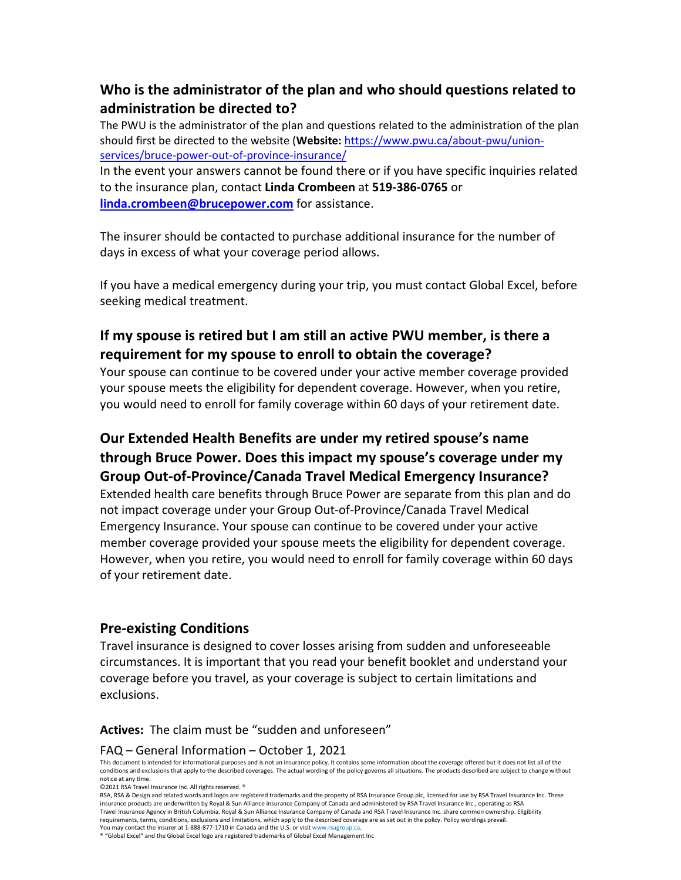## Who is the administrator of the plan and who should questions related to administration be directed to?

The PWU is the administrator of the plan and questions related to the administration of the plan should first be directed to the website (**Website:** [https://www.pwu.ca/about-pwu/union-services/bruce-power-out-of-province-insurance/](https://www.pwu.ca/about-pwu/union-services/bruce-power-out-of-province-insurance/)

In the event your answers cannot be found there or if you have specific inquiries related to the insurance plan, contact **Linda Crombeen** at **519-386-0765** or **[linda.crombeen@brucepower.com](mailto:linda.crombeen@brucepower.com)** for assistance.

The insurer should be contacted to purchase additional insurance for the number of days in excess of what your coverage period allows.

If you have a medical emergency during your trip, you must contact Global Excel, before seeking medical treatment.

## If my spouse is retired but I am still an active PWU member, is there a requirement for my spouse to enroll to obtain the coverage?

Your spouse can continue to be covered under your active member coverage provided your spouse meets the eligibility for dependent coverage. However, when you retire, you would need to enroll for family coverage within 60 days of your retirement date.

## Our Extended Health Benefits are under my retired spouse's name through Bruce Power. Does this impact my spouse's coverage under my Group Out-of-Province/Canada Travel Medical Emergency Insurance?

Extended health care benefits through Bruce Power are separate from this plan and do not impact coverage under your Group Out-of-Province/Canada Travel Medical Emergency Insurance. Your spouse can continue to be covered under your active member coverage provided your spouse meets the eligibility for dependent coverage. However, when you retire, you would need to enroll for family coverage within 60 days of your retirement date.

## Pre-existing Conditions

Travel insurance is designed to cover losses arising from sudden and unforeseeable circumstances. It is important that you read your benefit booklet and understand your coverage before you travel, as your coverage is subject to certain limitations and exclusions.

**Actives:** The claim must be "sudden and unforeseen"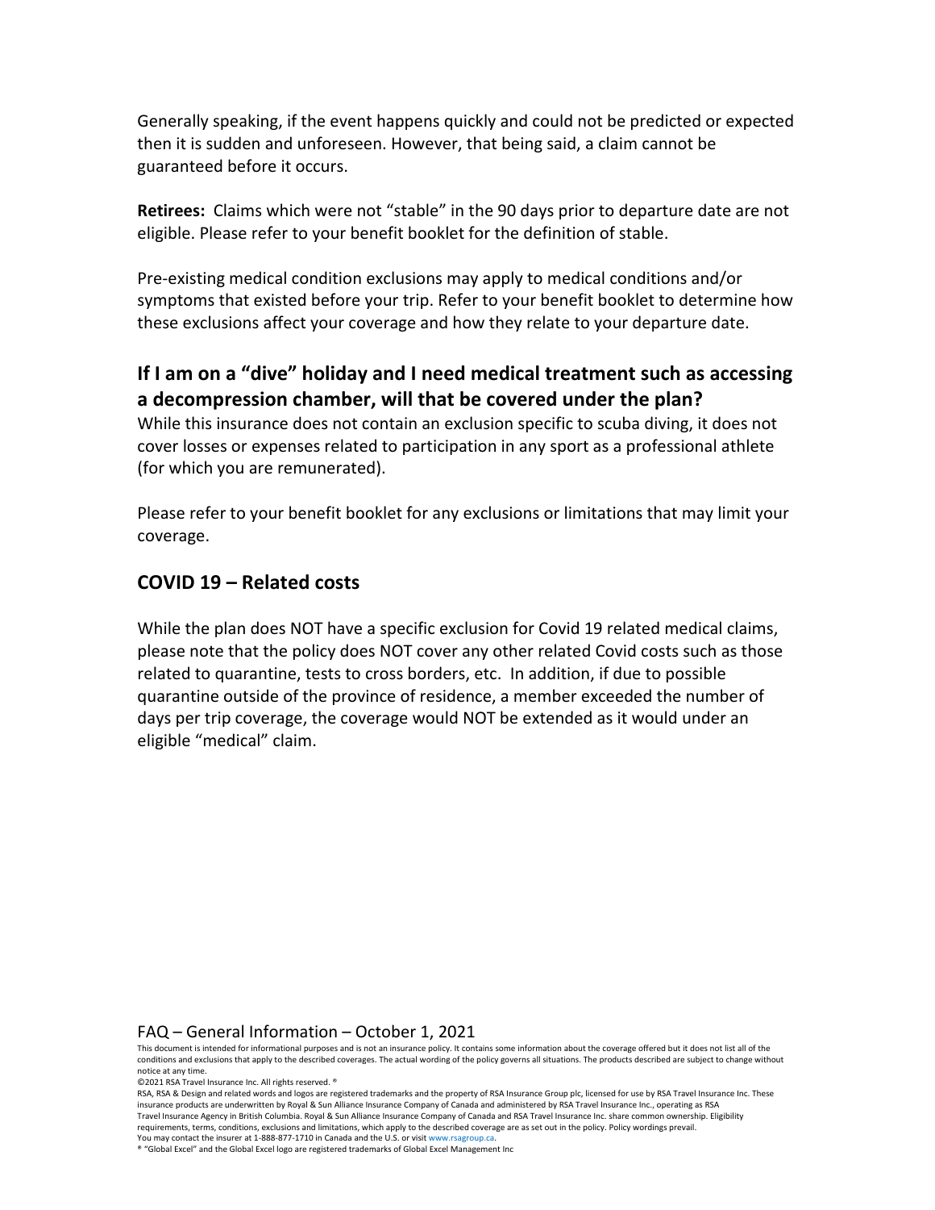Generally speaking, if the event happens quickly and could not be predicted or expected then it is sudden and unforeseen. However, that being said, a claim cannot be guaranteed before it occurs.

**Retirees:** Claims which were not "stable" in the 90 days prior to departure date are not eligible. Please refer to your benefit booklet for the definition of stable.

Pre-existing medical condition exclusions may apply to medical conditions and/or symptoms that existed before your trip. Refer to your benefit booklet to determine how these exclusions affect your coverage and how they relate to your departure date.

## If I am on a "dive" holiday and I need medical treatment such as accessing a decompression chamber, will that be covered under the plan?

While this insurance does not contain an exclusion specific to scuba diving, it does not cover losses or expenses related to participation in any sport as a professional athlete (for which you are remunerated).

Please refer to your benefit booklet for any exclusions or limitations that may limit your coverage.

## COVID 19 – Related costs

While the plan does NOT have a specific exclusion for Covid 19 related medical claims, please note that the policy does NOT cover any other related Covid costs such as those related to quarantine, tests to cross borders, etc. In addition, if due to possible quarantine outside of the province of residence, a member exceeded the number of days per trip coverage, the coverage would NOT be extended as it would under an eligible "medical" claim.

FAQ – General Information – October 1, 2021

This document is intended for informational purposes and is not an insurance policy. It contains some information about the coverage offered but it does not list all of the conditions and exclusions that apply to the described coverages. The actual wording of the policy governs all situations. The products described are subject to change without notice at any time.

©2021 RSA Travel Insurance Inc. All rights reserved. ®

RSA, RSA & Design and related words and logos are registered trademarks and the property of RSA Insurance Group plc, licensed for use by RSA Travel Insurance Inc. These insurance products are underwritten by Royal & Sun Alliance Insurance Company of Canada and administered by RSA Travel Insurance Inc., operating as RSA Travel Insurance Agency in British Columbia. Royal & Sun Alliance Insurance Company of Canada and RSA Travel Insurance Inc. share common ownership. Eligibility requirements, terms, conditions, exclusions and limitations, which apply to the described coverage are as set out in the policy. Policy wordings prevail. You may contact the insurer at 1-888-877-1710 in Canada and the U.S. or visit www.rsagroup.ca.

® "Global Excel" and the Global Excel logo are registered trademarks of Global Excel Management Inc